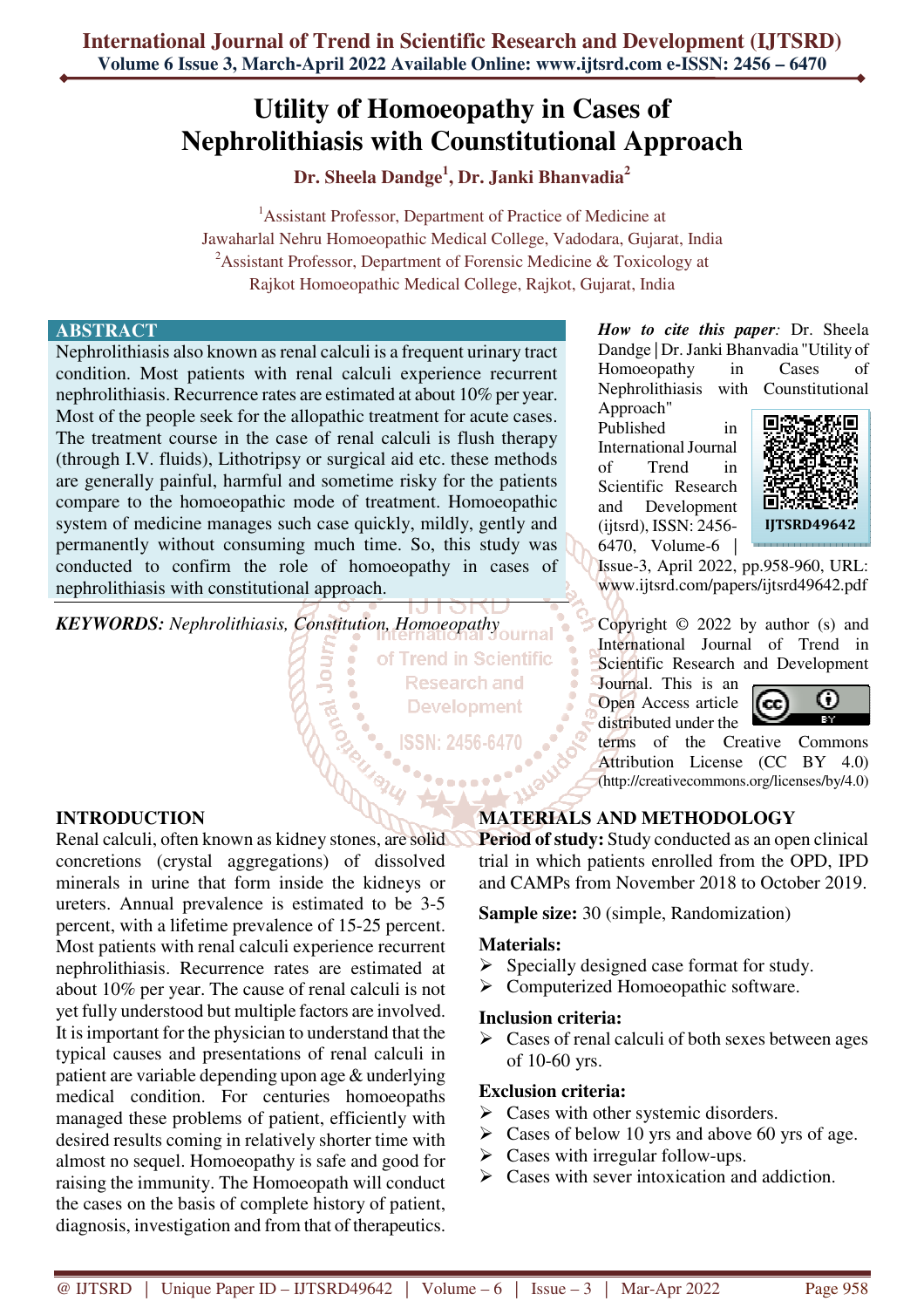# Utility of Homoeopathy in Cases of Nephrolithiasis with Counstitutional Approach

**Dr. Sheela Dandge[1], Dr. Janki Bhanvadia[2]**

[1]Assistant Professor, Department of Practice of Medicine at Jawaharlal Nehru Homoeopathic Medical College, Vadodara, Gujarat, India

[2]Assistant Professor, Department of Forensic Medicine & Toxicology at Rajkot Homoeopathic Medical College, Rajkot, Gujarat, India

## ABSTRACT

Nephrolithiasis also known as renal calculi is a frequent urinary tract condition. Most patients with renal calculi experience recurrent nephrolithiasis. Recurrence rates are estimated at about 10% per year. Most of the people seek for the allopathic treatment for acute cases. The treatment course in the case of renal calculi is flush therapy (through I.V. fluids), Lithotripsy or surgical aid etc. these methods are generally painful, harmful and sometime risky for the patients compare to the homoeopathic mode of treatment. Homoeopathic system of medicine manages such case quickly, mildly, gently and permanently without consuming much time. So, this study was conducted to confirm the role of homoeopathy in cases of nephrolithiasis with constitutional approach.

***KEYWORDS:*** *Nephrolithiasis, Constitution, Homoeopathy*

***How to cite this paper:*** Dr. Sheela Dandge | Dr. Janki Bhanvadia "Utility of Homoeopathy in Cases of Nephrolithiasis with Counstitutional Approach" Published in International Journal of Trend in Scientific Research and Development (ijtsrd), ISSN: 2456-6470, Volume-6 | Issue-3, April 2022, pp.958-960, URL: www.ijtsrd.com/papers/ijtsrd49642.pdf

IJTSRD49642

Copyright © 2022 by author (s) and International Journal of Trend in Scientific Research and Development Journal. This is an Open Access article distributed under the terms of the Creative Commons Attribution License (CC BY 4.0) (http://creativecommons.org/licenses/by/4.0)

## INTRODUCTION

Renal calculi, often known as kidney stones, are solid concretions (crystal aggregations) of dissolved minerals in urine that form inside the kidneys or ureters. Annual prevalence is estimated to be 3-5 percent, with a lifetime prevalence of 15-25 percent. Most patients with renal calculi experience recurrent nephrolithiasis. Recurrence rates are estimated at about 10% per year. The cause of renal calculi is not yet fully understood but multiple factors are involved. It is important for the physician to understand that the typical causes and presentations of renal calculi in patient are variable depending upon age & underlying medical condition. For centuries homoeopaths managed these problems of patient, efficiently with desired results coming in relatively shorter time with almost no sequel. Homoeopathy is safe and good for raising the immunity. The Homoeopath will conduct the cases on the basis of complete history of patient, diagnosis, investigation and from that of therapeutics.

## MATERIALS AND METHODOLOGY

**Period of study:** Study conducted as an open clinical trial in which patients enrolled from the OPD, IPD and CAMPs from November 2018 to October 2019.

**Sample size:** 30 (simple, Randomization)

**Materials:**
- Specially designed case format for study.
- Computerized Homoeopathic software.

**Inclusion criteria:**
- Cases of renal calculi of both sexes between ages of 10-60 yrs.

**Exclusion criteria:**
- Cases with other systemic disorders.
- Cases of below 10 yrs and above 60 yrs of age.
- Cases with irregular follow-ups.
- Cases with sever intoxication and addiction.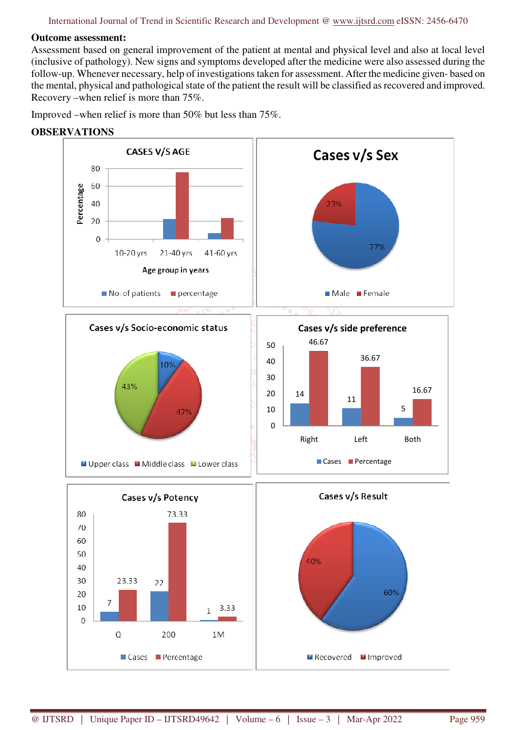**Outcome assessment:**

Assessment based on general improvement of the patient at mental and physical level and also at local level (inclusive of pathology). New signs and symptoms developed after the medicine were also assessed during the follow-up. Whenever necessary, help of investigations taken for assessment. After the medicine given- based on the mental, physical and pathological state of the patient the result will be classified as recovered and improved. Recovery –when relief is more than 75%.

Improved –when relief is more than 50% but less than 75%.

## OBSERVATIONS

CASES V/S AGE

Percentage: 0, 20, 40, 60, 80

Age group in years: 10-20 yrs, 21-40 yrs, 41-60 yrs

No. of patients · percentage

Cases v/s Sex

23% · 77%

Male · Female

Cases v/s Socio-economic status

10% · 47% · 43%

Upper class · Middle class · Lower class

Cases v/s side preference

| | Right | Left | Both |
|---|---|---|---|
| Cases | 14 | 11 | 5 |
| Percentage | 46.67 | 36.67 | 16.67 |

Cases v/s Potency

| | Q | 200 | 1M |
|---|---|---|---|
| Cases | 7 | 22 | 1 |
| Percentage | 23.33 | 73.33 | 3.33 |

Cases v/s Result

60% · 40%

Recovered · Improved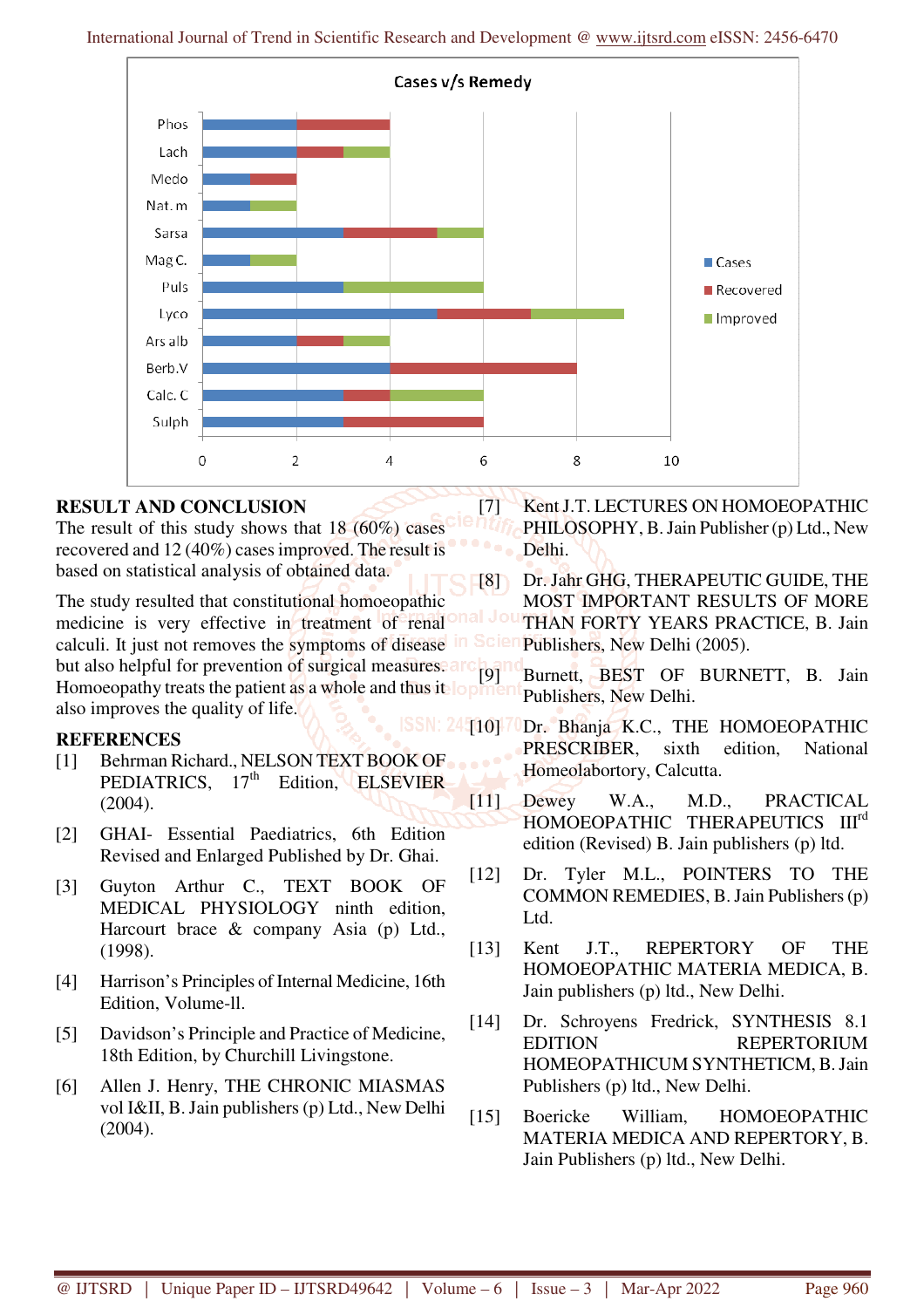Cases v/s Remedy

Phos
Lach
Medo
Nat. m
Sarsa
Mag C.
Puls
Lyco
Ars alb
Berb.V
Calc. C
Sulph

0 2 4 6 8 10

Cases
Recovered
Improved

## RESULT AND CONCLUSION

The result of this study shows that 18 (60%) cases recovered and 12 (40%) cases improved. The result is based on statistical analysis of obtained data.

The study resulted that constitutional homoeopathic medicine is very effective in treatment of renal calculi. It just not removes the symptoms of disease but also helpful for prevention of surgical measures. Homoeopathy treats the patient as a whole and thus it also improves the quality of life.

## REFERENCES

[1] Behrman Richard., NELSON TEXT BOOK OF PEDIATRICS, 17th Edition, ELSEVIER (2004).

[2] GHAI- Essential Paediatrics, 6th Edition Revised and Enlarged Published by Dr. Ghai.

[3] Guyton Arthur C., TEXT BOOK OF MEDICAL PHYSIOLOGY ninth edition, Harcourt brace & company Asia (p) Ltd., (1998).

[4] Harrison's Principles of Internal Medicine, 16th Edition, Volume-ll.

[5] Davidson's Principle and Practice of Medicine, 18th Edition, by Churchill Livingstone.

[6] Allen J. Henry, THE CHRONIC MIASMAS vol I&II, B. Jain publishers (p) Ltd., New Delhi (2004).

[7] Kent J.T. LECTURES ON HOMOEOPATHIC PHILOSOPHY, B. Jain Publisher (p) Ltd., New Delhi.

[8] Dr. Jahr GHG, THERAPEUTIC GUIDE, THE MOST IMPORTANT RESULTS OF MORE THAN FORTY YEARS PRACTICE, B. Jain Publishers, New Delhi (2005).

[9] Burnett, BEST OF BURNETT, B. Jain Publishers, New Delhi.

[10] Dr. Bhanja K.C., THE HOMOEOPATHIC PRESCRIBER, sixth edition, National Homeolabortory, Calcutta.

[11] Dewey W.A., M.D., PRACTICAL HOMOEOPATHIC THERAPEUTICS IIIrd edition (Revised) B. Jain publishers (p) ltd.

[12] Dr. Tyler M.L., POINTERS TO THE COMMON REMEDIES, B. Jain Publishers (p) Ltd.

[13] Kent J.T., REPERTORY OF THE HOMOEOPATHIC MATERIA MEDICA, B. Jain publishers (p) ltd., New Delhi.

[14] Dr. Schroyens Fredrick, SYNTHESIS 8.1 EDITION REPERTORIUM HOMEOPATHICUM SYNTHETICM, B. Jain Publishers (p) ltd., New Delhi.

[15] Boericke William, HOMOEOPATHIC MATERIA MEDICA AND REPERTORY, B. Jain Publishers (p) ltd., New Delhi.